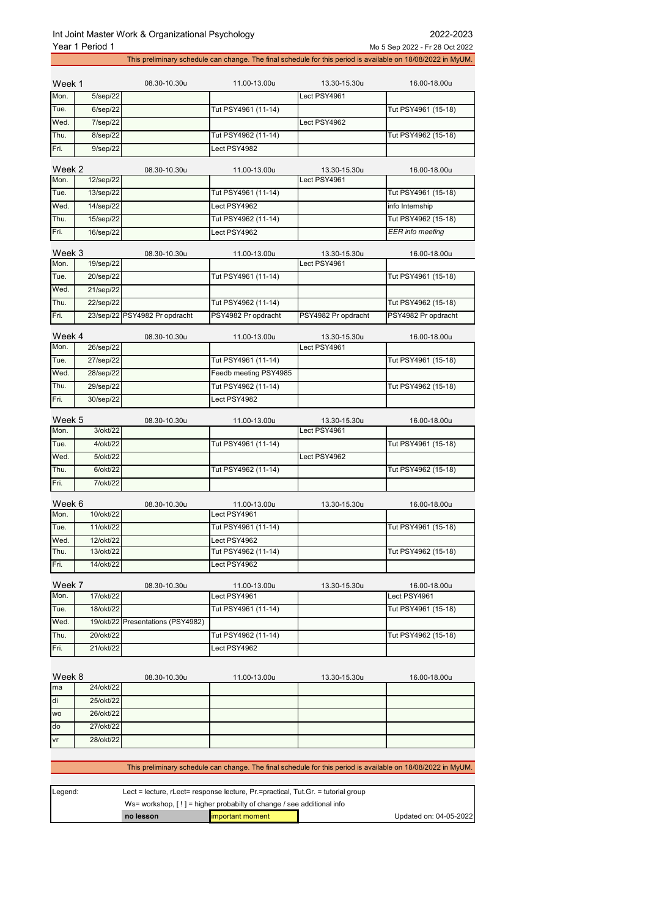Int Joint Master Work & Organizational Psychology — 2022-2023

Year 1 Period 1 — Mo 5 Sep 2022 - Fr 28 Oct 2022

This preliminary schedule can change. The final schedule for this period is available on 18/08/2022 in MyUM.

| Week 1 | | 08.30-10.30u | 11.00-13.00u | 13.30-15.30u | 16.00-18.00u |
|---|---|---|---|---|---|
| Mon. | 5/sep/22 | | | Lect PSY4961 | |
| Tue. | 6/sep/22 | | Tut PSY4961 (11-14) | | Tut PSY4961 (15-18) |
| Wed. | 7/sep/22 | | | Lect PSY4962 | |
| Thu. | 8/sep/22 | | Tut PSY4962 (11-14) | | Tut PSY4962 (15-18) |
| Fri. | 9/sep/22 | | Lect PSY4982 | | |

| Week 2 | | 08.30-10.30u | 11.00-13.00u | 13.30-15.30u | 16.00-18.00u |
|---|---|---|---|---|---|
| Mon. | 12/sep/22 | | | Lect PSY4961 | |
| Tue. | 13/sep/22 | | Tut PSY4961 (11-14) | | Tut PSY4961 (15-18) |
| Wed. | 14/sep/22 | | Lect PSY4962 | | info Internship |
| Thu. | 15/sep/22 | | Tut PSY4962 (11-14) | | Tut PSY4962 (15-18) |
| Fri. | 16/sep/22 | | Lect PSY4962 | | *EER info meeting* |

| Week 3 | | 08.30-10.30u | 11.00-13.00u | 13.30-15.30u | 16.00-18.00u |
|---|---|---|---|---|---|
| Mon. | 19/sep/22 | | | Lect PSY4961 | |
| Tue. | 20/sep/22 | | Tut PSY4961 (11-14) | | Tut PSY4961 (15-18) |
| Wed. | 21/sep/22 | | | | |
| Thu. | 22/sep/22 | | Tut PSY4962 (11-14) | | Tut PSY4962 (15-18) |
| Fri. | 23/sep/22 | PSY4982 Pr opdracht | PSY4982 Pr opdracht | PSY4982 Pr opdracht | PSY4982 Pr opdracht |

| Week 4 | | 08.30-10.30u | 11.00-13.00u | 13.30-15.30u | 16.00-18.00u |
|---|---|---|---|---|---|
| Mon. | 26/sep/22 | | | Lect PSY4961 | |
| Tue. | 27/sep/22 | | Tut PSY4961 (11-14) | | Tut PSY4961 (15-18) |
| Wed. | 28/sep/22 | | Feedb meeting PSY4985 | | |
| Thu. | 29/sep/22 | | Tut PSY4962 (11-14) | | Tut PSY4962 (15-18) |
| Fri. | 30/sep/22 | | Lect PSY4982 | | |

| Week 5 | | 08.30-10.30u | 11.00-13.00u | 13.30-15.30u | 16.00-18.00u |
|---|---|---|---|---|---|
| Mon. | 3/okt/22 | | | Lect PSY4961 | |
| Tue. | 4/okt/22 | | Tut PSY4961 (11-14) | | Tut PSY4961 (15-18) |
| Wed. | 5/okt/22 | | | Lect PSY4962 | |
| Thu. | 6/okt/22 | | Tut PSY4962 (11-14) | | Tut PSY4962 (15-18) |
| Fri. | 7/okt/22 | | | | |

| Week 6 | | 08.30-10.30u | 11.00-13.00u | 13.30-15.30u | 16.00-18.00u |
|---|---|---|---|---|---|
| Mon. | 10/okt/22 | | Lect PSY4961 | | |
| Tue. | 11/okt/22 | | Tut PSY4961 (11-14) | | Tut PSY4961 (15-18) |
| Wed. | 12/okt/22 | | Lect PSY4962 | | |
| Thu. | 13/okt/22 | | Tut PSY4962 (11-14) | | Tut PSY4962 (15-18) |
| Fri. | 14/okt/22 | | Lect PSY4962 | | |

| Week 7 | | 08.30-10.30u | 11.00-13.00u | 13.30-15.30u | 16.00-18.00u |
|---|---|---|---|---|---|
| Mon. | 17/okt/22 | | Lect PSY4961 | | Lect PSY4961 |
| Tue. | 18/okt/22 | | Tut PSY4961 (11-14) | | Tut PSY4961 (15-18) |
| Wed. | 19/okt/22 | Presentations (PSY4982) | | | |
| Thu. | 20/okt/22 | | Tut PSY4962 (11-14) | | Tut PSY4962 (15-18) |
| Fri. | 21/okt/22 | | Lect PSY4962 | | |

| Week 8 | | 08.30-10.30u | 11.00-13.00u | 13.30-15.30u | 16.00-18.00u |
|---|---|---|---|---|---|
| ma | 24/okt/22 | | | | |
| di | 25/okt/22 | | | | |
| wo | 26/okt/22 | | | | |
| do | 27/okt/22 | | | | |
| vr | 28/okt/22 | | | | |

This preliminary schedule can change. The final schedule for this period is available on 18/08/2022 in MyUM.

Legend: Lect = lecture, rLect= response lecture, Pr.=practical, Tut.Gr. = tutorial group
Ws= workshop, [ ! ] = higher probabilty of change / see additional info

**no lesson** | important moment

Updated on: 04-05-2022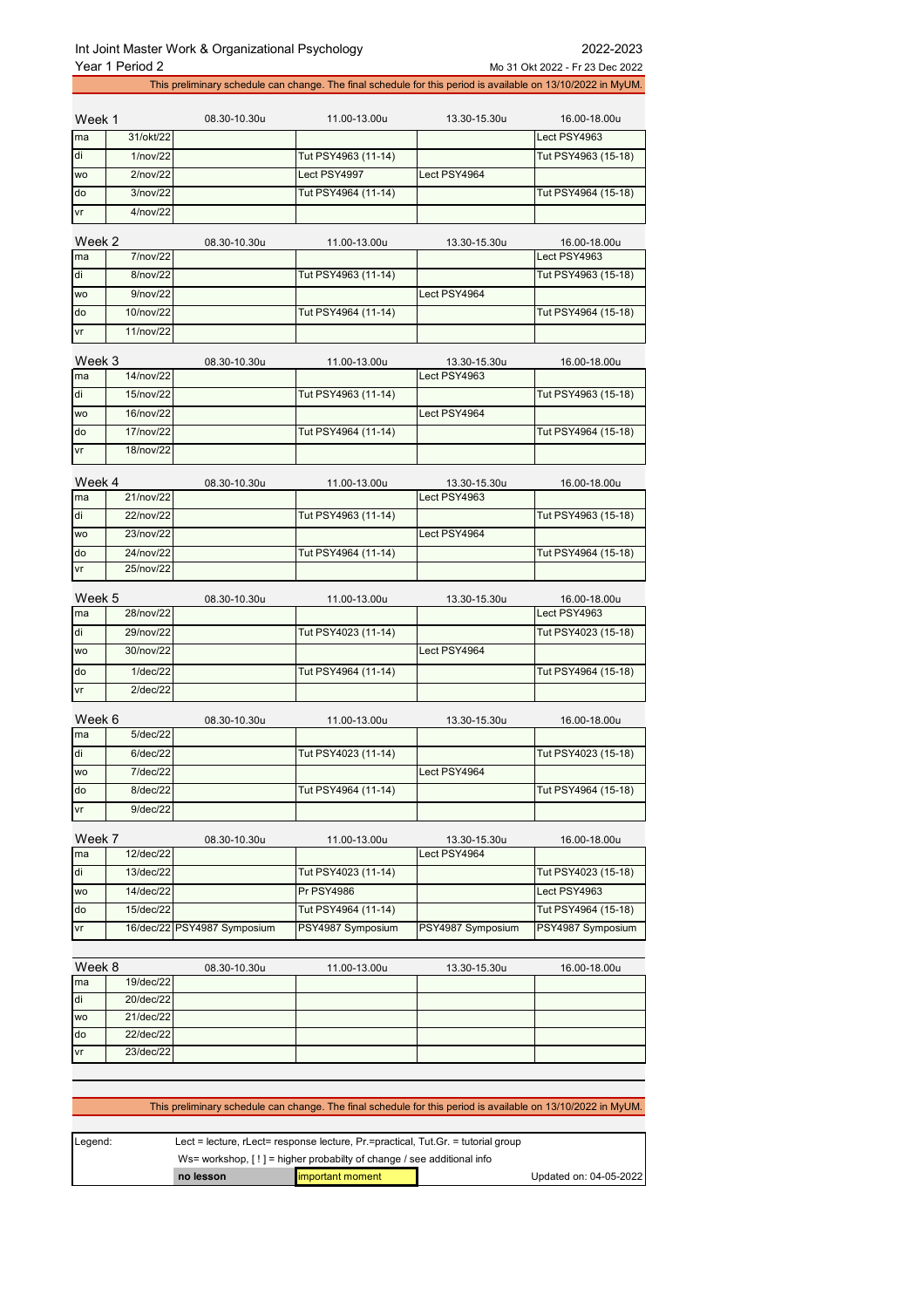Int Joint Master Work & Organizational Psychology 2022-2023

Year 1 Period 2 Mo 31 Okt 2022 - Fr 23 Dec 2022

This preliminary schedule can change. The final schedule for this period is available on 13/10/2022 in MyUM.

| Week 1 | | 08.30-10.30u | 11.00-13.00u | 13.30-15.30u | 16.00-18.00u |
|---|---|---|---|---|---|
| ma | 31/okt/22 | | | | Lect PSY4963 |
| di | 1/nov/22 | | Tut PSY4963 (11-14) | | Tut PSY4963 (15-18) |
| wo | 2/nov/22 | | Lect PSY4997 | Lect PSY4964 | |
| do | 3/nov/22 | | Tut PSY4964 (11-14) | | Tut PSY4964 (15-18) |
| vr | 4/nov/22 | | | | |

| Week 2 | | 08.30-10.30u | 11.00-13.00u | 13.30-15.30u | 16.00-18.00u |
|---|---|---|---|---|---|
| ma | 7/nov/22 | | | | Lect PSY4963 |
| di | 8/nov/22 | | Tut PSY4963 (11-14) | | Tut PSY4963 (15-18) |
| wo | 9/nov/22 | | | Lect PSY4964 | |
| do | 10/nov/22 | | Tut PSY4964 (11-14) | | Tut PSY4964 (15-18) |
| vr | 11/nov/22 | | | | |

| Week 3 | | 08.30-10.30u | 11.00-13.00u | 13.30-15.30u | 16.00-18.00u |
|---|---|---|---|---|---|
| ma | 14/nov/22 | | | Lect PSY4963 | |
| di | 15/nov/22 | | Tut PSY4963 (11-14) | | Tut PSY4963 (15-18) |
| wo | 16/nov/22 | | | Lect PSY4964 | |
| do | 17/nov/22 | | Tut PSY4964 (11-14) | | Tut PSY4964 (15-18) |
| vr | 18/nov/22 | | | | |

| Week 4 | | 08.30-10.30u | 11.00-13.00u | 13.30-15.30u | 16.00-18.00u |
|---|---|---|---|---|---|
| ma | 21/nov/22 | | | Lect PSY4963 | |
| di | 22/nov/22 | | Tut PSY4963 (11-14) | | Tut PSY4963 (15-18) |
| wo | 23/nov/22 | | | Lect PSY4964 | |
| do | 24/nov/22 | | Tut PSY4964 (11-14) | | Tut PSY4964 (15-18) |
| vr | 25/nov/22 | | | | |

| Week 5 | | 08.30-10.30u | 11.00-13.00u | 13.30-15.30u | 16.00-18.00u |
|---|---|---|---|---|---|
| ma | 28/nov/22 | | | | Lect PSY4963 |
| di | 29/nov/22 | | Tut PSY4023 (11-14) | | Tut PSY4023 (15-18) |
| wo | 30/nov/22 | | | Lect PSY4964 | |
| do | 1/dec/22 | | Tut PSY4964 (11-14) | | Tut PSY4964 (15-18) |
| vr | 2/dec/22 | | | | |

| Week 6 | | 08.30-10.30u | 11.00-13.00u | 13.30-15.30u | 16.00-18.00u |
|---|---|---|---|---|---|
| ma | 5/dec/22 | | | | |
| di | 6/dec/22 | | Tut PSY4023 (11-14) | | Tut PSY4023 (15-18) |
| wo | 7/dec/22 | | | Lect PSY4964 | |
| do | 8/dec/22 | | Tut PSY4964 (11-14) | | Tut PSY4964 (15-18) |
| vr | 9/dec/22 | | | | |

| Week 7 | | 08.30-10.30u | 11.00-13.00u | 13.30-15.30u | 16.00-18.00u |
|---|---|---|---|---|---|
| ma | 12/dec/22 | | | Lect PSY4964 | |
| di | 13/dec/22 | | Tut PSY4023 (11-14) | | Tut PSY4023 (15-18) |
| wo | 14/dec/22 | | Pr PSY4986 | | Lect PSY4963 |
| do | 15/dec/22 | | Tut PSY4964 (11-14) | | Tut PSY4964 (15-18) |
| vr | 16/dec/22 | PSY4987 Symposium | PSY4987 Symposium | PSY4987 Symposium | PSY4987 Symposium |

| Week 8 | | 08.30-10.30u | 11.00-13.00u | 13.30-15.30u | 16.00-18.00u |
|---|---|---|---|---|---|
| ma | 19/dec/22 | | | | |
| di | 20/dec/22 | | | | |
| wo | 21/dec/22 | | | | |
| do | 22/dec/22 | | | | |
| vr | 23/dec/22 | | | | |

This preliminary schedule can change. The final schedule for this period is available on 13/10/2022 in MyUM.

| Legend: | Lect = lecture, rLect= response lecture, Pr.=practical, Tut.Gr. = tutorial group | | |
|---|---|---|---|
| | Ws= workshop, [ ! ] = higher probabilty of change / see additional info | | |
| | **no lesson** | important moment | Updated on: 04-05-2022 |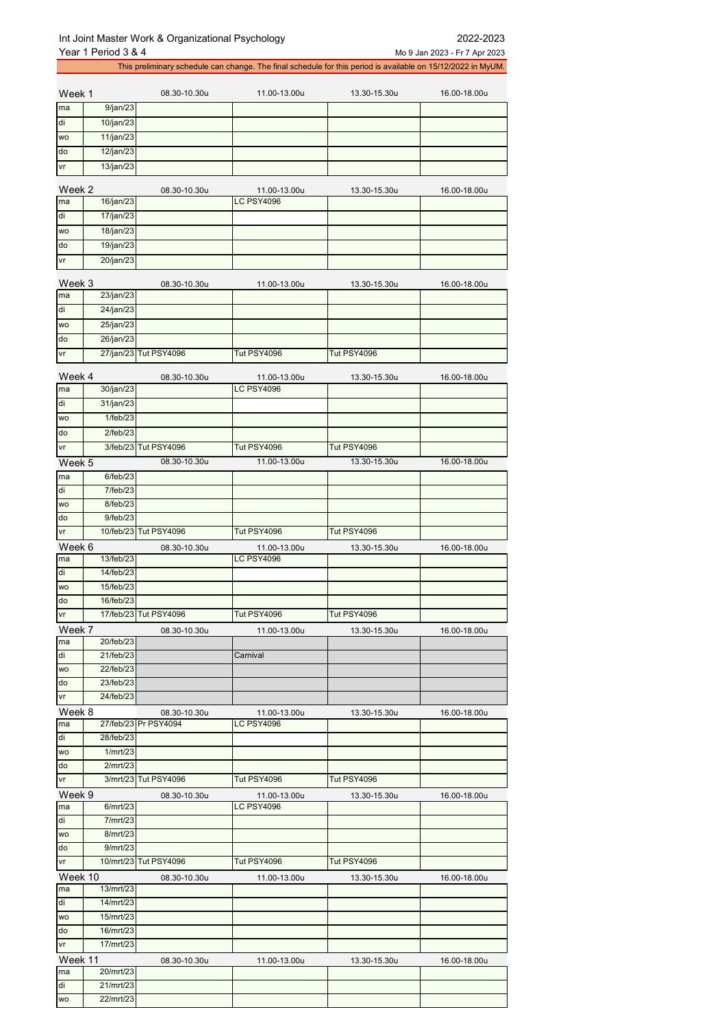Int Joint Master Work & Organizational Psychology | 2022-2023

Year 1 Period 3 & 4 | Mo 9 Jan 2023 - Fr 7 Apr 2023

This preliminary schedule can change. The final schedule for this period is available on 15/12/2022 in MyUM.

| Week 1 | | 08.30-10.30u | 11.00-13.00u | 13.30-15.30u | 16.00-18.00u |
|---|---|---|---|---|---|
| ma | 9/jan/23 | | | | |
| di | 10/jan/23 | | | | |
| wo | 11/jan/23 | | | | |
| do | 12/jan/23 | | | | |
| vr | 13/jan/23 | | | | |

| Week 2 | | 08.30-10.30u | 11.00-13.00u | 13.30-15.30u | 16.00-18.00u |
|---|---|---|---|---|---|
| ma | 16/jan/23 | | LC PSY4096 | | |
| di | 17/jan/23 | | | | |
| wo | 18/jan/23 | | | | |
| do | 19/jan/23 | | | | |
| vr | 20/jan/23 | | | | |

| Week 3 | | 08.30-10.30u | 11.00-13.00u | 13.30-15.30u | 16.00-18.00u |
|---|---|---|---|---|---|
| ma | 23/jan/23 | | | | |
| di | 24/jan/23 | | | | |
| wo | 25/jan/23 | | | | |
| do | 26/jan/23 | | | | |
| vr | 27/jan/23 | Tut PSY4096 | Tut PSY4096 | Tut PSY4096 | |

| Week 4 | | 08.30-10.30u | 11.00-13.00u | 13.30-15.30u | 16.00-18.00u |
|---|---|---|---|---|---|
| ma | 30/jan/23 | | LC PSY4096 | | |
| di | 31/jan/23 | | | | |
| wo | 1/feb/23 | | | | |
| do | 2/feb/23 | | | | |
| vr | 3/feb/23 | Tut PSY4096 | Tut PSY4096 | Tut PSY4096 | |

| Week 5 | | 08.30-10.30u | 11.00-13.00u | 13.30-15.30u | 16.00-18.00u |
|---|---|---|---|---|---|
| ma | 6/feb/23 | | | | |
| di | 7/feb/23 | | | | |
| wo | 8/feb/23 | | | | |
| do | 9/feb/23 | | | | |
| vr | 10/feb/23 | Tut PSY4096 | Tut PSY4096 | Tut PSY4096 | |

| Week 6 | | 08.30-10.30u | 11.00-13.00u | 13.30-15.30u | 16.00-18.00u |
|---|---|---|---|---|---|
| ma | 13/feb/23 | | LC PSY4096 | | |
| di | 14/feb/23 | | | | |
| wo | 15/feb/23 | | | | |
| do | 16/feb/23 | | | | |
| vr | 17/feb/23 | Tut PSY4096 | Tut PSY4096 | Tut PSY4096 | |

| Week 7 | | 08.30-10.30u | 11.00-13.00u | 13.30-15.30u | 16.00-18.00u |
|---|---|---|---|---|---|
| ma | 20/feb/23 | | | | |
| di | 21/feb/23 | | Carnival | | |
| wo | 22/feb/23 | | | | |
| do | 23/feb/23 | | | | |
| vr | 24/feb/23 | | | | |

| Week 8 | | 08.30-10.30u | 11.00-13.00u | 13.30-15.30u | 16.00-18.00u |
|---|---|---|---|---|---|
| ma | 27/feb/23 | Pr PSY4094 | LC PSY4096 | | |
| di | 28/feb/23 | | | | |
| wo | 1/mrt/23 | | | | |
| do | 2/mrt/23 | | | | |
| vr | 3/mrt/23 | Tut PSY4096 | Tut PSY4096 | Tut PSY4096 | |

| Week 9 | | 08.30-10.30u | 11.00-13.00u | 13.30-15.30u | 16.00-18.00u |
|---|---|---|---|---|---|
| ma | 6/mrt/23 | | LC PSY4096 | | |
| di | 7/mrt/23 | | | | |
| wo | 8/mrt/23 | | | | |
| do | 9/mrt/23 | | | | |
| vr | 10/mrt/23 | Tut PSY4096 | Tut PSY4096 | Tut PSY4096 | |

| Week 10 | | 08.30-10.30u | 11.00-13.00u | 13.30-15.30u | 16.00-18.00u |
|---|---|---|---|---|---|
| ma | 13/mrt/23 | | | | |
| di | 14/mrt/23 | | | | |
| wo | 15/mrt/23 | | | | |
| do | 16/mrt/23 | | | | |
| vr | 17/mrt/23 | | | | |

| Week 11 | | 08.30-10.30u | 11.00-13.00u | 13.30-15.30u | 16.00-18.00u |
|---|---|---|---|---|---|
| ma | 20/mrt/23 | | | | |
| di | 21/mrt/23 | | | | |
| wo | 22/mrt/23 | | | | |